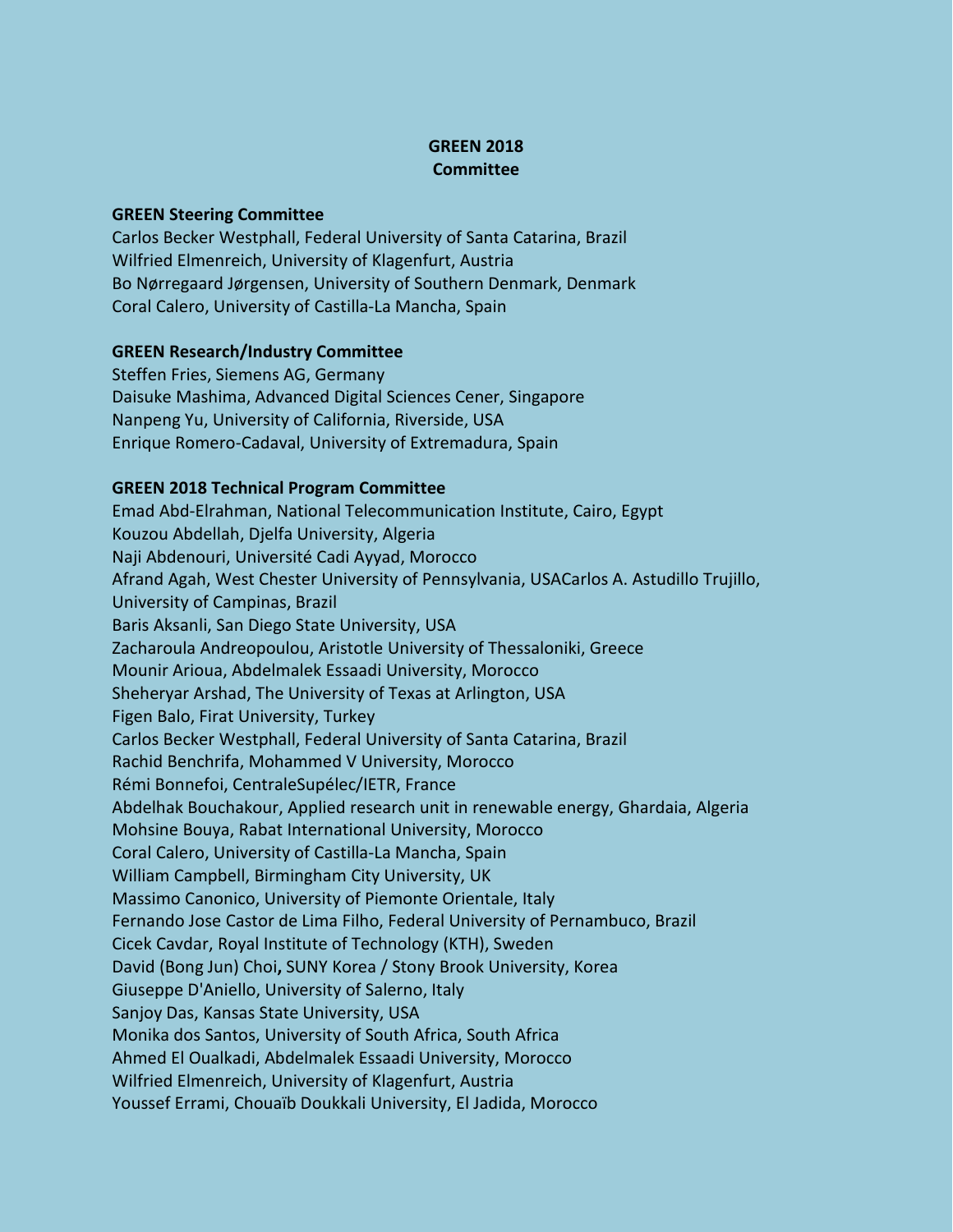**GREEN 2018**
**Committee**

**GREEN Steering Committee**

Carlos Becker Westphall, Federal University of Santa Catarina, Brazil
Wilfried Elmenreich, University of Klagenfurt, Austria
Bo Nørregaard Jørgensen, University of Southern Denmark, Denmark
Coral Calero, University of Castilla-La Mancha, Spain

**GREEN Research/Industry Committee**

Steffen Fries, Siemens AG, Germany
Daisuke Mashima, Advanced Digital Sciences Cener, Singapore
Nanpeng Yu, University of California, Riverside, USA
Enrique Romero-Cadaval, University of Extremadura, Spain

**GREEN 2018 Technical Program Committee**

Emad Abd-Elrahman, National Telecommunication Institute, Cairo, Egypt
Kouzou Abdellah, Djelfa University, Algeria
Naji Abdenouri, Université Cadi Ayyad, Morocco
Afrand Agah, West Chester University of Pennsylvania, USACarlos A. Astudillo Trujillo, University of Campinas, Brazil
Baris Aksanli, San Diego State University, USA
Zacharoula Andreopoulou, Aristotle University of Thessaloniki, Greece
Mounir Arioua, Abdelmalek Essaadi University, Morocco
Sheheryar Arshad, The University of Texas at Arlington, USA
Figen Balo, Firat University, Turkey
Carlos Becker Westphall, Federal University of Santa Catarina, Brazil
Rachid Benchrifa, Mohammed V University, Morocco
Rémi Bonnefoi, CentraleSupélec/IETR, France
Abdelhak Bouchakour, Applied research unit in renewable energy, Ghardaia, Algeria
Mohsine Bouya, Rabat International University, Morocco
Coral Calero, University of Castilla-La Mancha, Spain
William Campbell, Birmingham City University, UK
Massimo Canonico, University of Piemonte Orientale, Italy
Fernando Jose Castor de Lima Filho, Federal University of Pernambuco, Brazil
Cicek Cavdar, Royal Institute of Technology (KTH), Sweden
David (Bong Jun) Choi**,** SUNY Korea / Stony Brook University, Korea
Giuseppe D'Aniello, University of Salerno, Italy
Sanjoy Das, Kansas State University, USA
Monika dos Santos, University of South Africa, South Africa
Ahmed El Oualkadi, Abdelmalek Essaadi University, Morocco
Wilfried Elmenreich, University of Klagenfurt, Austria
Youssef Errami, Chouaïb Doukkali University, El Jadida, Morocco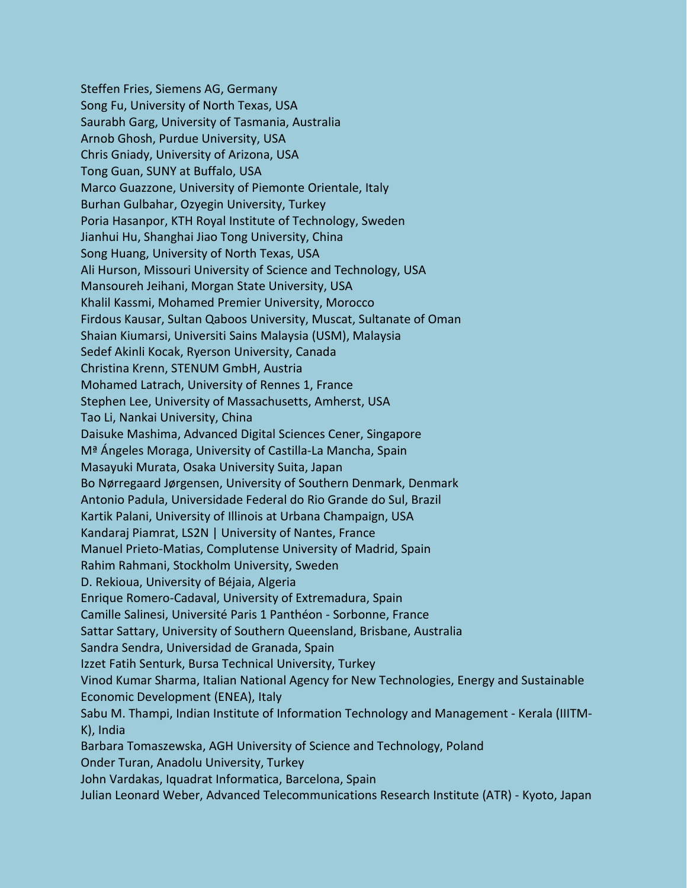Steffen Fries, Siemens AG, Germany
Song Fu, University of North Texas, USA
Saurabh Garg, University of Tasmania, Australia
Arnob Ghosh, Purdue University, USA
Chris Gniady, University of Arizona, USA
Tong Guan, SUNY at Buffalo, USA
Marco Guazzone, University of Piemonte Orientale, Italy
Burhan Gulbahar, Ozyegin University, Turkey
Poria Hasanpor, KTH Royal Institute of Technology, Sweden
Jianhui Hu, Shanghai Jiao Tong University, China
Song Huang, University of North Texas, USA
Ali Hurson, Missouri University of Science and Technology, USA
Mansoureh Jeihani, Morgan State University, USA
Khalil Kassmi, Mohamed Premier University, Morocco
Firdous Kausar, Sultan Qaboos University, Muscat, Sultanate of Oman
Shaian Kiumarsi, Universiti Sains Malaysia (USM), Malaysia
Sedef Akinli Kocak, Ryerson University, Canada
Christina Krenn, STENUM GmbH, Austria
Mohamed Latrach, University of Rennes 1, France
Stephen Lee, University of Massachusetts, Amherst, USA
Tao Li, Nankai University, China
Daisuke Mashima, Advanced Digital Sciences Cener, Singapore
Mª Ángeles Moraga, University of Castilla-La Mancha, Spain
Masayuki Murata, Osaka University Suita, Japan
Bo Nørregaard Jørgensen, University of Southern Denmark, Denmark
Antonio Padula, Universidade Federal do Rio Grande do Sul, Brazil
Kartik Palani, University of Illinois at Urbana Champaign, USA
Kandaraj Piamrat, LS2N | University of Nantes, France
Manuel Prieto-Matias, Complutense University of Madrid, Spain
Rahim Rahmani, Stockholm University, Sweden
D. Rekioua, University of Béjaia, Algeria
Enrique Romero-Cadaval, University of Extremadura, Spain
Camille Salinesi, Université Paris 1 Panthéon - Sorbonne, France
Sattar Sattary, University of Southern Queensland, Brisbane, Australia
Sandra Sendra, Universidad de Granada, Spain
Izzet Fatih Senturk, Bursa Technical University, Turkey
Vinod Kumar Sharma, Italian National Agency for New Technologies, Energy and Sustainable Economic Development (ENEA), Italy
Sabu M. Thampi, Indian Institute of Information Technology and Management - Kerala (IIITM-K), India
Barbara Tomaszewska, AGH University of Science and Technology, Poland
Onder Turan, Anadolu University, Turkey
John Vardakas, Iquadrat Informatica, Barcelona, Spain
Julian Leonard Weber, Advanced Telecommunications Research Institute (ATR) - Kyoto, Japan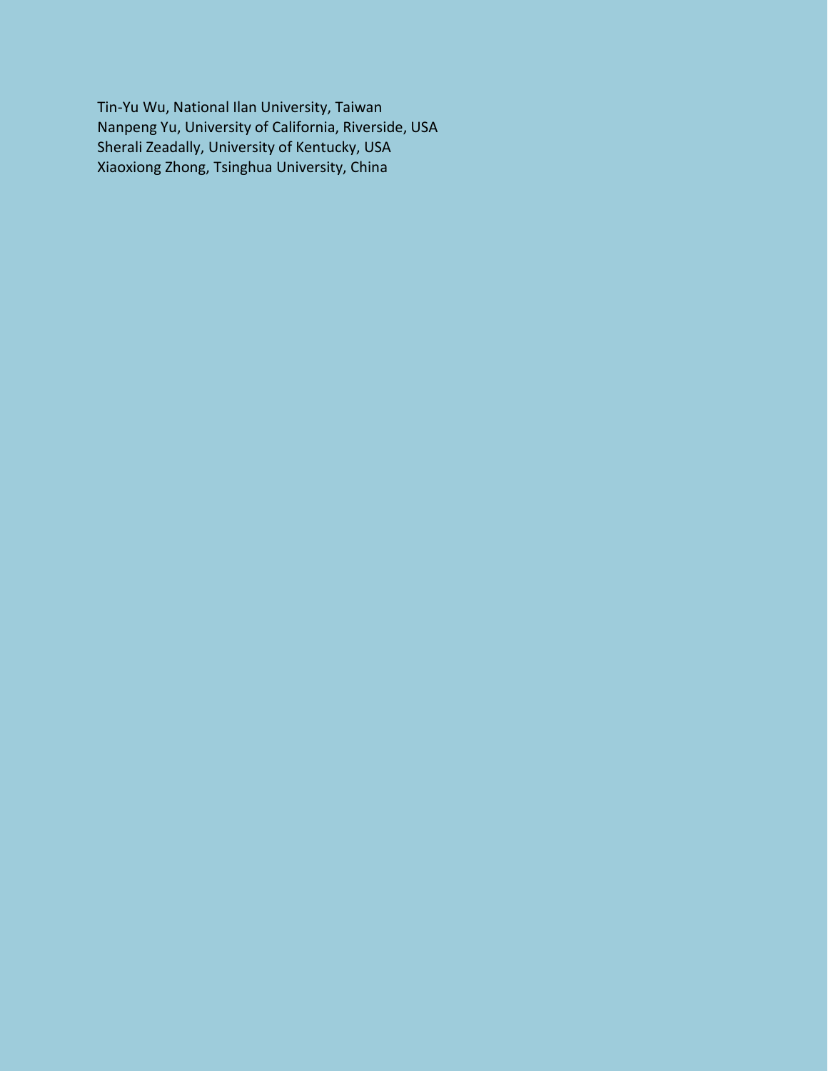Tin-Yu Wu, National Ilan University, Taiwan
Nanpeng Yu, University of California, Riverside, USA
Sherali Zeadally, University of Kentucky, USA
Xiaoxiong Zhong, Tsinghua University, China